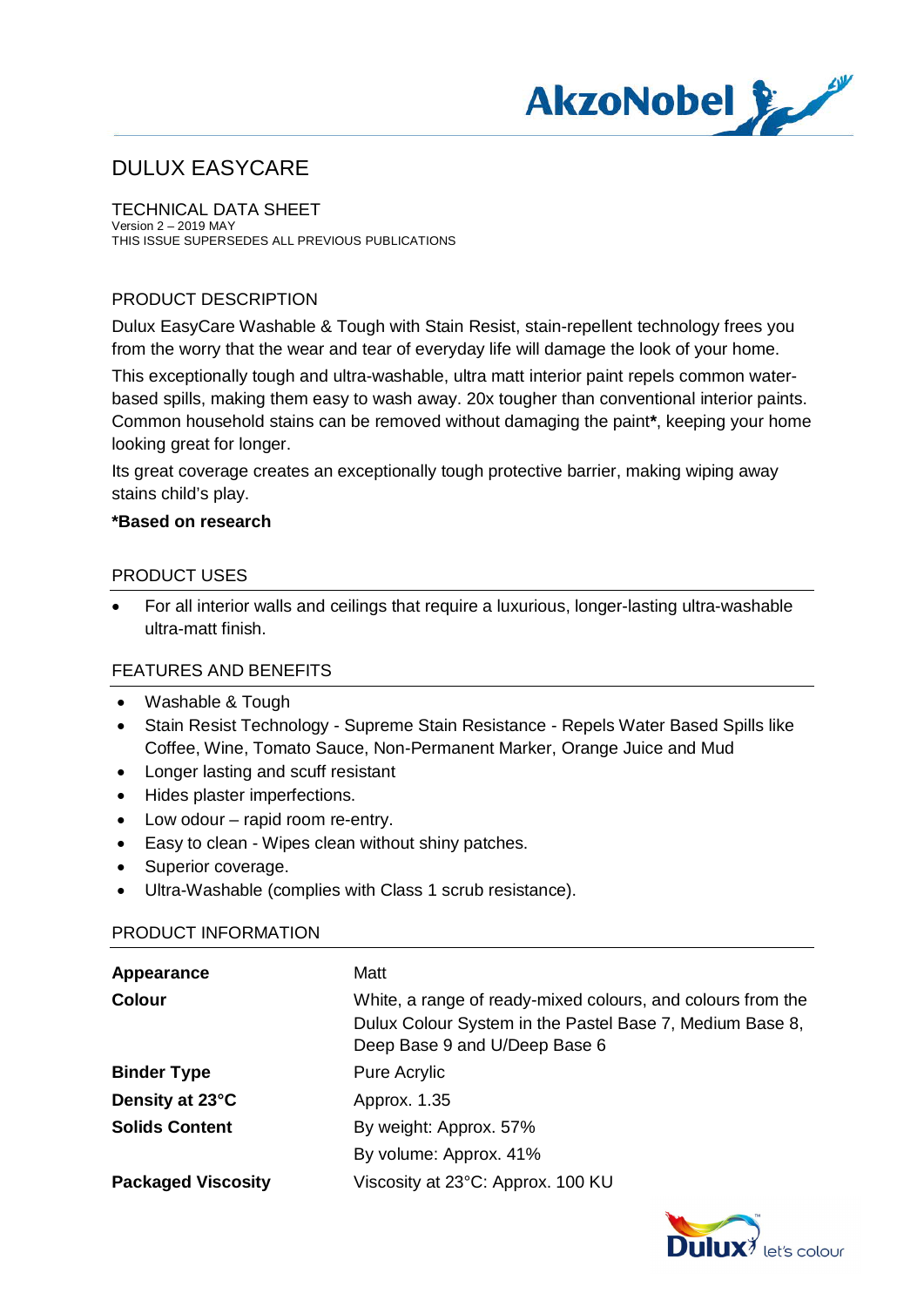# DULUX EASYCARE

## TECHNICAL DATA SHEET

Version 2 – 2019 MAY
THIS ISSUE SUPERSEDES ALL PREVIOUS PUBLICATIONS

## PRODUCT DESCRIPTION

Dulux EasyCare Washable & Tough with Stain Resist, stain-repellent technology frees you from the worry that the wear and tear of everyday life will damage the look of your home.

This exceptionally tough and ultra-washable, ultra matt interior paint repels common water-based spills, making them easy to wash away. 20x tougher than conventional interior paints. Common household stains can be removed without damaging the paint**\***, keeping your home looking great for longer.

Its great coverage creates an exceptionally tough protective barrier, making wiping away stains child's play.

**\*Based on research**

## PRODUCT USES

- For all interior walls and ceilings that require a luxurious, longer-lasting ultra-washable ultra-matt finish.

## FEATURES AND BENEFITS

- Washable & Tough
- Stain Resist Technology - Supreme Stain Resistance - Repels Water Based Spills like Coffee, Wine, Tomato Sauce, Non-Permanent Marker, Orange Juice and Mud
- Longer lasting and scuff resistant
- Hides plaster imperfections.
- Low odour – rapid room re-entry.
- Easy to clean - Wipes clean without shiny patches.
- Superior coverage.
- Ultra-Washable (complies with Class 1 scrub resistance).

## PRODUCT INFORMATION

| | |
|---|---|
| **Appearance** | Matt |
| **Colour** | White, a range of ready-mixed colours, and colours from the Dulux Colour System in the Pastel Base 7, Medium Base 8, Deep Base 9 and U/Deep Base 6 |
| **Binder Type** | Pure Acrylic |
| **Density at 23°C** | Approx. 1.35 |
| **Solids Content** | By weight: Approx. 57% |
| | By volume: Approx. 41% |
| **Packaged Viscosity** | Viscosity at 23°C: Approx. 100 KU |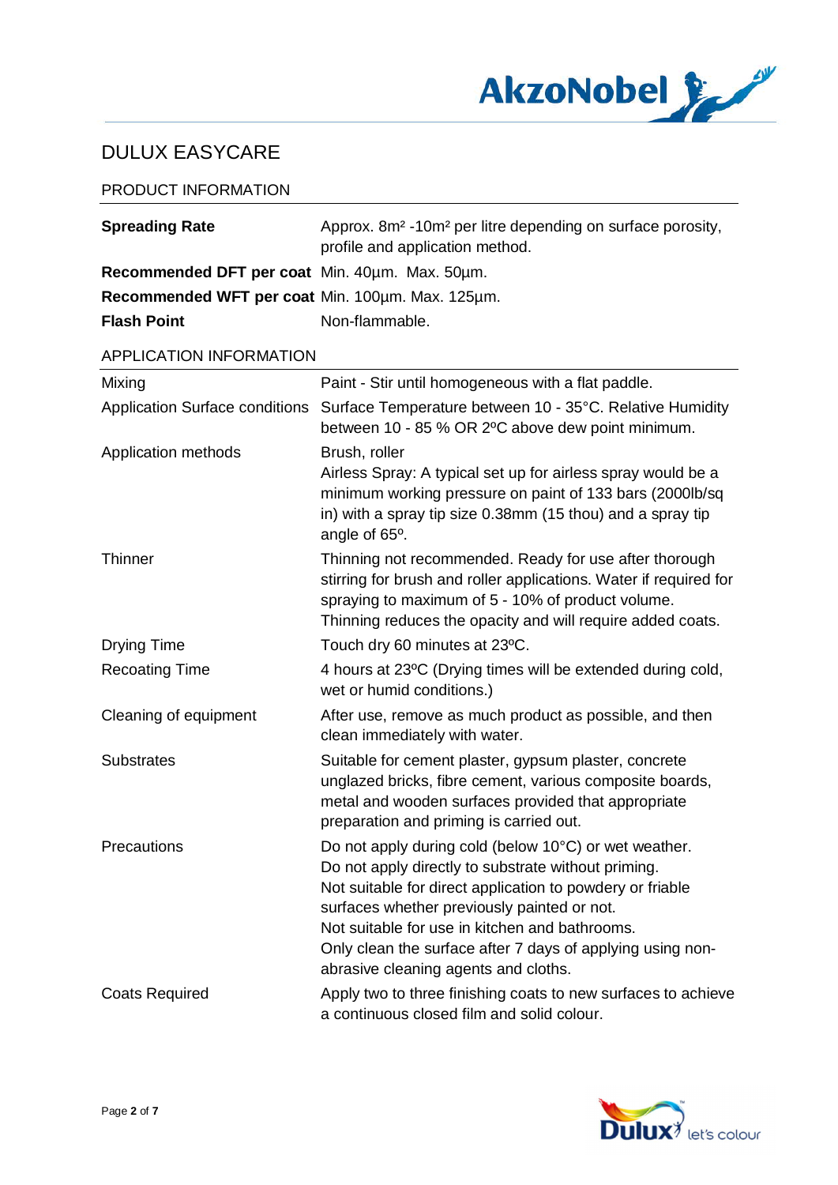# DULUX EASYCARE

## PRODUCT INFORMATION

| | |
|---|---|
| **Spreading Rate** | Approx. 8m² -10m² per litre depending on surface porosity, profile and application method. |
| **Recommended DFT per coat** | Min. 40µm. Max. 50µm. |
| **Recommended WFT per coat** | Min. 100µm. Max. 125µm. |
| **Flash Point** | Non-flammable. |

## APPLICATION INFORMATION

| | |
|---|---|
| Mixing | Paint - Stir until homogeneous with a flat paddle. |
| Application Surface conditions | Surface Temperature between 10 - 35°C. Relative Humidity between 10 - 85 % OR 2ºC above dew point minimum. |
| Application methods | Brush, roller<br>Airless Spray: A typical set up for airless spray would be a minimum working pressure on paint of 133 bars (2000lb/sq in) with a spray tip size 0.38mm (15 thou) and a spray tip angle of 65º. |
| Thinner | Thinning not recommended. Ready for use after thorough stirring for brush and roller applications. Water if required for spraying to maximum of 5 - 10% of product volume. Thinning reduces the opacity and will require added coats. |
| Drying Time | Touch dry 60 minutes at 23ºC. |
| Recoating Time | 4 hours at 23ºC (Drying times will be extended during cold, wet or humid conditions.) |
| Cleaning of equipment | After use, remove as much product as possible, and then clean immediately with water. |
| Substrates | Suitable for cement plaster, gypsum plaster, concrete unglazed bricks, fibre cement, various composite boards, metal and wooden surfaces provided that appropriate preparation and priming is carried out. |
| Precautions | Do not apply during cold (below 10°C) or wet weather.<br>Do not apply directly to substrate without priming.<br>Not suitable for direct application to powdery or friable surfaces whether previously painted or not.<br>Not suitable for use in kitchen and bathrooms.<br>Only clean the surface after 7 days of applying using non-abrasive cleaning agents and cloths. |
| Coats Required | Apply two to three finishing coats to new surfaces to achieve a continuous closed film and solid colour. |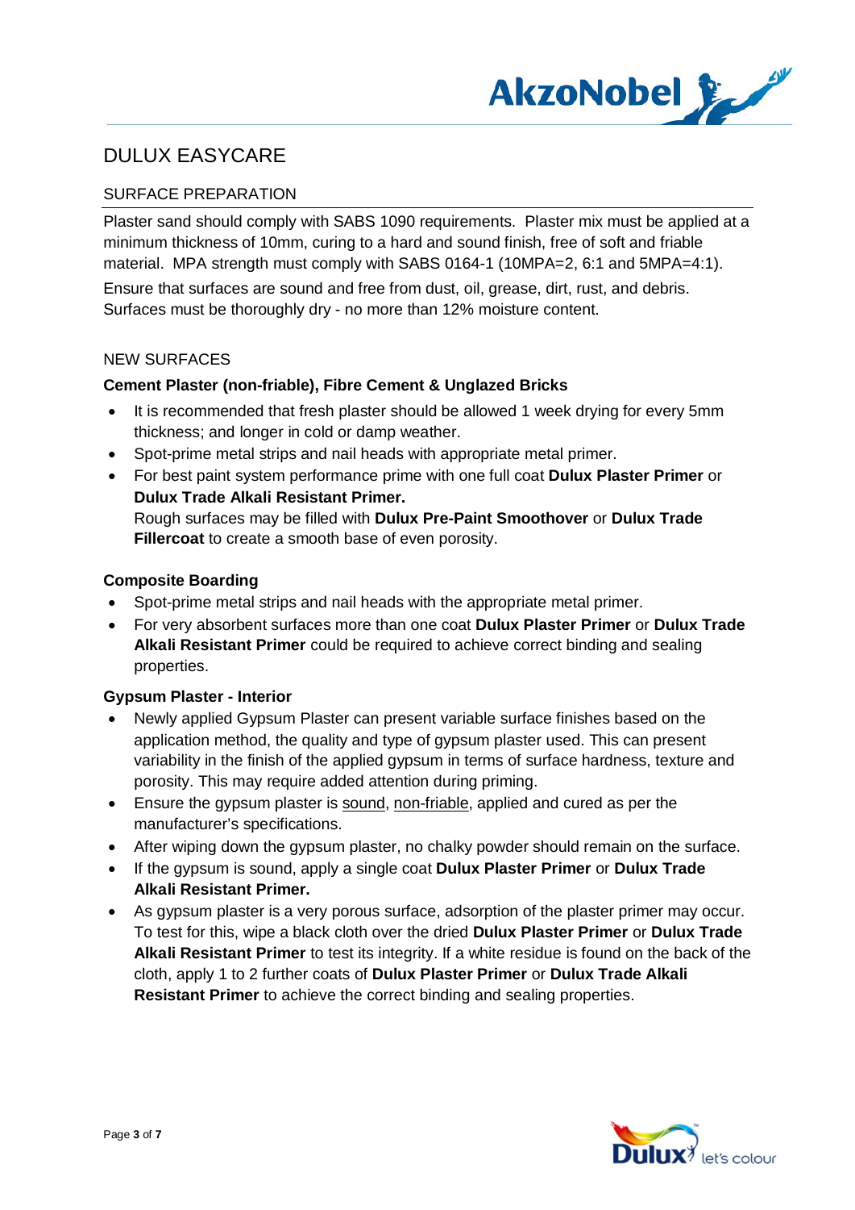# DULUX EASYCARE

## SURFACE PREPARATION

Plaster sand should comply with SABS 1090 requirements. Plaster mix must be applied at a minimum thickness of 10mm, curing to a hard and sound finish, free of soft and friable material. MPA strength must comply with SABS 0164-1 (10MPA=2, 6:1 and 5MPA=4:1).

Ensure that surfaces are sound and free from dust, oil, grease, dirt, rust, and debris. Surfaces must be thoroughly dry - no more than 12% moisture content.

## NEW SURFACES

### Cement Plaster (non-friable), Fibre Cement & Unglazed Bricks

- It is recommended that fresh plaster should be allowed 1 week drying for every 5mm thickness; and longer in cold or damp weather.
- Spot-prime metal strips and nail heads with appropriate metal primer.
- For best paint system performance prime with one full coat **Dulux Plaster Primer** or **Dulux Trade Alkali Resistant Primer.**
  Rough surfaces may be filled with **Dulux Pre-Paint Smoothover** or **Dulux Trade Fillercoat** to create a smooth base of even porosity.

### Composite Boarding

- Spot-prime metal strips and nail heads with the appropriate metal primer.
- For very absorbent surfaces more than one coat **Dulux Plaster Primer** or **Dulux Trade Alkali Resistant Primer** could be required to achieve correct binding and sealing properties.

### Gypsum Plaster - Interior

- Newly applied Gypsum Plaster can present variable surface finishes based on the application method, the quality and type of gypsum plaster used. This can present variability in the finish of the applied gypsum in terms of surface hardness, texture and porosity. This may require added attention during priming.
- Ensure the gypsum plaster is sound, non-friable, applied and cured as per the manufacturer's specifications.
- After wiping down the gypsum plaster, no chalky powder should remain on the surface.
- If the gypsum is sound, apply a single coat **Dulux Plaster Primer** or **Dulux Trade Alkali Resistant Primer.**
- As gypsum plaster is a very porous surface, adsorption of the plaster primer may occur. To test for this, wipe a black cloth over the dried **Dulux Plaster Primer** or **Dulux Trade Alkali Resistant Primer** to test its integrity. If a white residue is found on the back of the cloth, apply 1 to 2 further coats of **Dulux Plaster Primer** or **Dulux Trade Alkali Resistant Primer** to achieve the correct binding and sealing properties.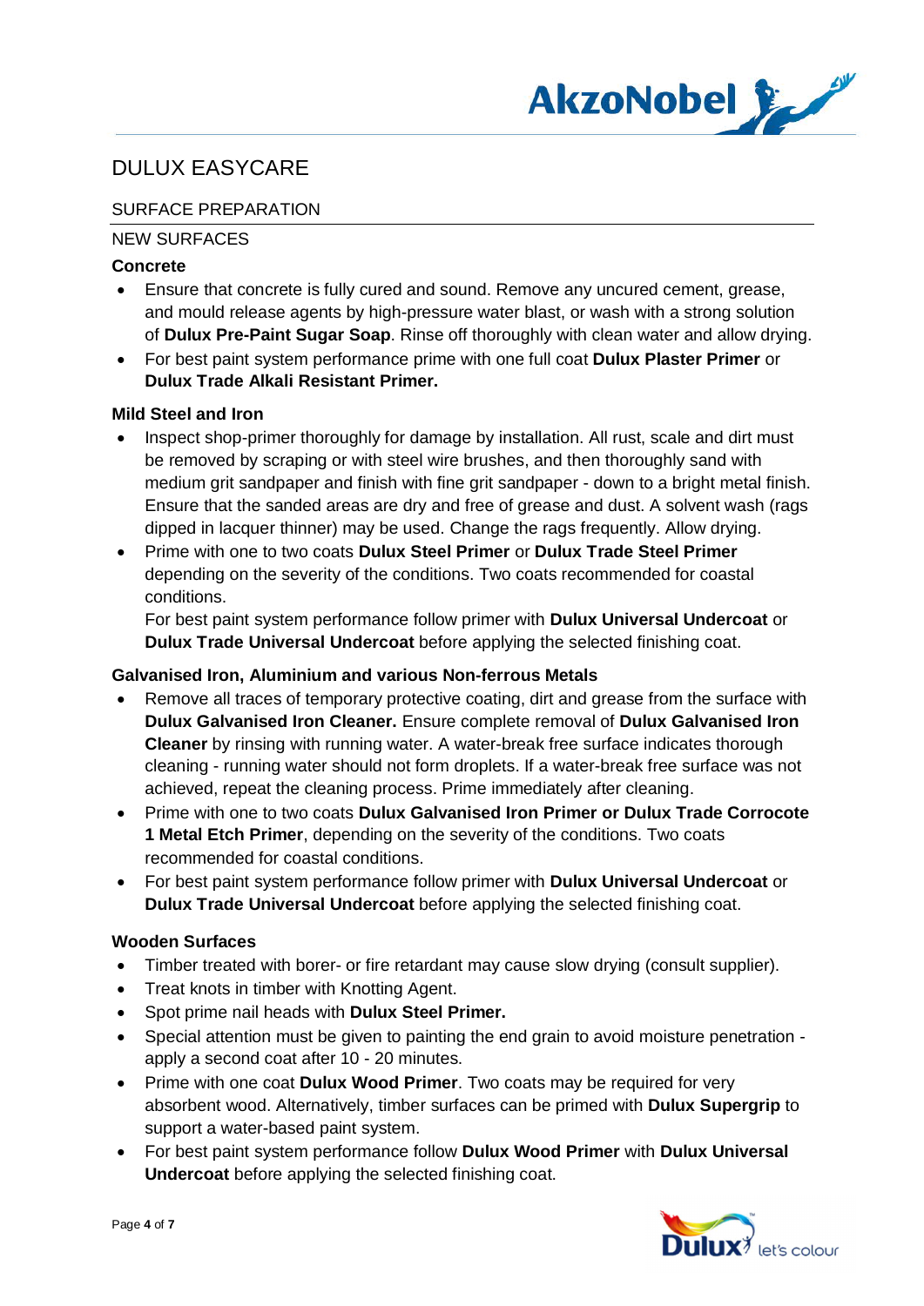# DULUX EASYCARE

## SURFACE PREPARATION

### NEW SURFACES

**Concrete**

- Ensure that concrete is fully cured and sound. Remove any uncured cement, grease, and mould release agents by high-pressure water blast, or wash with a strong solution of **Dulux Pre-Paint Sugar Soap**. Rinse off thoroughly with clean water and allow drying.
- For best paint system performance prime with one full coat **Dulux Plaster Primer** or **Dulux Trade Alkali Resistant Primer.**

**Mild Steel and Iron**

- Inspect shop-primer thoroughly for damage by installation. All rust, scale and dirt must be removed by scraping or with steel wire brushes, and then thoroughly sand with medium grit sandpaper and finish with fine grit sandpaper - down to a bright metal finish. Ensure that the sanded areas are dry and free of grease and dust. A solvent wash (rags dipped in lacquer thinner) may be used. Change the rags frequently. Allow drying.
- Prime with one to two coats **Dulux Steel Primer** or **Dulux Trade Steel Primer** depending on the severity of the conditions. Two coats recommended for coastal conditions.

  For best paint system performance follow primer with **Dulux Universal Undercoat** or **Dulux Trade Universal Undercoat** before applying the selected finishing coat.

**Galvanised Iron, Aluminium and various Non-ferrous Metals**

- Remove all traces of temporary protective coating, dirt and grease from the surface with **Dulux Galvanised Iron Cleaner.** Ensure complete removal of **Dulux Galvanised Iron Cleaner** by rinsing with running water. A water-break free surface indicates thorough cleaning - running water should not form droplets. If a water-break free surface was not achieved, repeat the cleaning process. Prime immediately after cleaning.
- Prime with one to two coats **Dulux Galvanised Iron Primer or Dulux Trade Corrocote 1 Metal Etch Primer**, depending on the severity of the conditions. Two coats recommended for coastal conditions.
- For best paint system performance follow primer with **Dulux Universal Undercoat** or **Dulux Trade Universal Undercoat** before applying the selected finishing coat.

**Wooden Surfaces**

- Timber treated with borer- or fire retardant may cause slow drying (consult supplier).
- Treat knots in timber with Knotting Agent.
- Spot prime nail heads with **Dulux Steel Primer.**
- Special attention must be given to painting the end grain to avoid moisture penetration - apply a second coat after 10 - 20 minutes.
- Prime with one coat **Dulux Wood Primer**. Two coats may be required for very absorbent wood. Alternatively, timber surfaces can be primed with **Dulux Supergrip** to support a water-based paint system.
- For best paint system performance follow **Dulux Wood Primer** with **Dulux Universal Undercoat** before applying the selected finishing coat.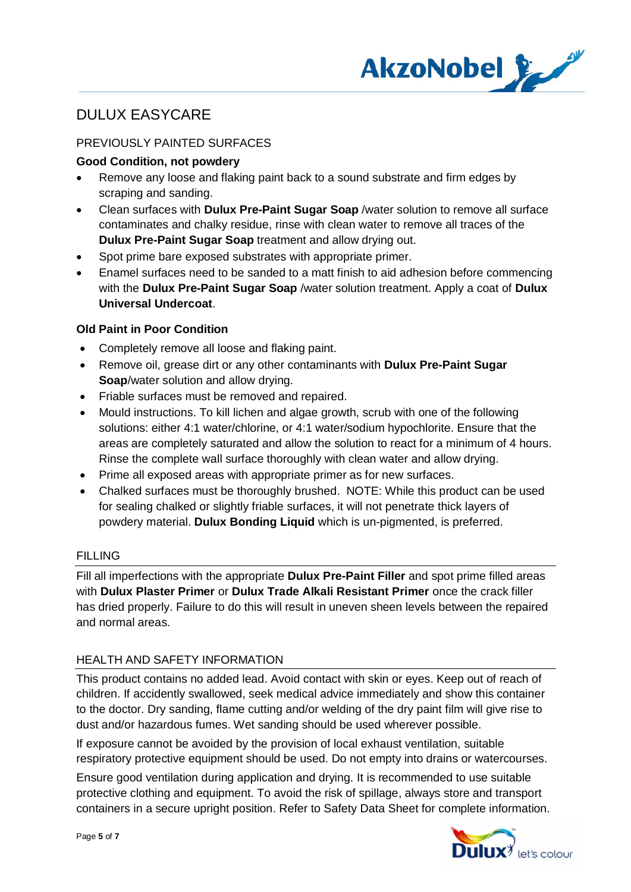# DULUX EASYCARE

## PREVIOUSLY PAINTED SURFACES

### Good Condition, not powdery

- Remove any loose and flaking paint back to a sound substrate and firm edges by scraping and sanding.
- Clean surfaces with **Dulux Pre-Paint Sugar Soap** /water solution to remove all surface contaminates and chalky residue, rinse with clean water to remove all traces of the **Dulux Pre-Paint Sugar Soap** treatment and allow drying out.
- Spot prime bare exposed substrates with appropriate primer.
- Enamel surfaces need to be sanded to a matt finish to aid adhesion before commencing with the **Dulux Pre-Paint Sugar Soap** /water solution treatment. Apply a coat of **Dulux Universal Undercoat**.

### Old Paint in Poor Condition

- Completely remove all loose and flaking paint.
- Remove oil, grease dirt or any other contaminants with **Dulux Pre-Paint Sugar Soap**/water solution and allow drying.
- Friable surfaces must be removed and repaired.
- Mould instructions. To kill lichen and algae growth, scrub with one of the following solutions: either 4:1 water/chlorine, or 4:1 water/sodium hypochlorite. Ensure that the areas are completely saturated and allow the solution to react for a minimum of 4 hours. Rinse the complete wall surface thoroughly with clean water and allow drying.
- Prime all exposed areas with appropriate primer as for new surfaces.
- Chalked surfaces must be thoroughly brushed. NOTE: While this product can be used for sealing chalked or slightly friable surfaces, it will not penetrate thick layers of powdery material. **Dulux Bonding Liquid** which is un-pigmented, is preferred.

## FILLING

Fill all imperfections with the appropriate **Dulux Pre-Paint Filler** and spot prime filled areas with **Dulux Plaster Primer** or **Dulux Trade Alkali Resistant Primer** once the crack filler has dried properly. Failure to do this will result in uneven sheen levels between the repaired and normal areas.

## HEALTH AND SAFETY INFORMATION

This product contains no added lead. Avoid contact with skin or eyes. Keep out of reach of children. If accidently swallowed, seek medical advice immediately and show this container to the doctor. Dry sanding, flame cutting and/or welding of the dry paint film will give rise to dust and/or hazardous fumes. Wet sanding should be used wherever possible.

If exposure cannot be avoided by the provision of local exhaust ventilation, suitable respiratory protective equipment should be used. Do not empty into drains or watercourses.

Ensure good ventilation during application and drying. It is recommended to use suitable protective clothing and equipment. To avoid the risk of spillage, always store and transport containers in a secure upright position. Refer to Safety Data Sheet for complete information.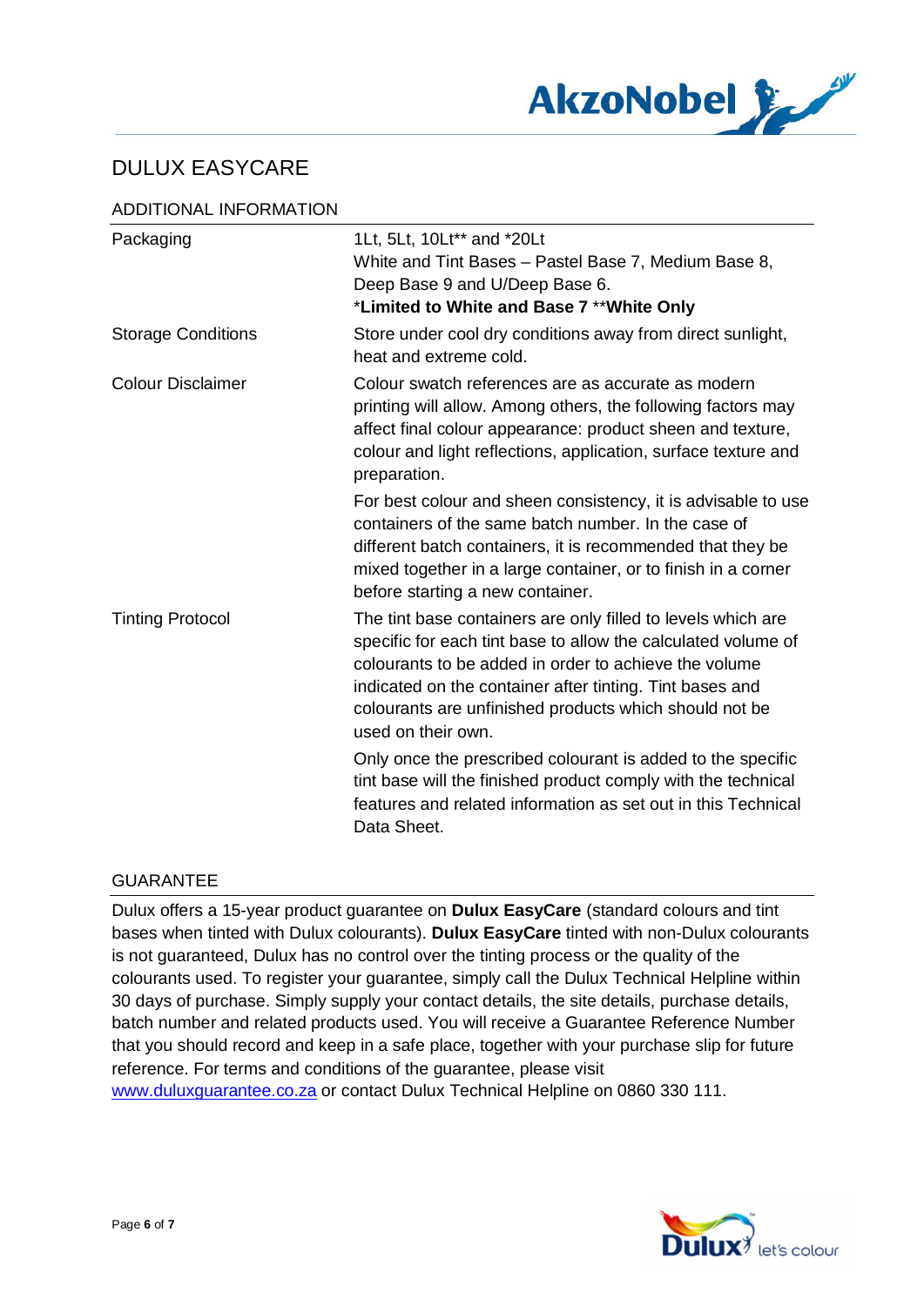# DULUX EASYCARE

## ADDITIONAL INFORMATION

| | |
|---|---|
| Packaging | 1Lt, 5Lt, 10Lt** and *20Lt<br>White and Tint Bases – Pastel Base 7, Medium Base 8, Deep Base 9 and U/Deep Base 6.<br>***Limited to White and Base 7** ****White Only** |
| Storage Conditions | Store under cool dry conditions away from direct sunlight, heat and extreme cold. |
| Colour Disclaimer | Colour swatch references are as accurate as modern printing will allow. Among others, the following factors may affect final colour appearance: product sheen and texture, colour and light reflections, application, surface texture and preparation.<br><br>For best colour and sheen consistency, it is advisable to use containers of the same batch number. In the case of different batch containers, it is recommended that they be mixed together in a large container, or to finish in a corner before starting a new container. |
| Tinting Protocol | The tint base containers are only filled to levels which are specific for each tint base to allow the calculated volume of colourants to be added in order to achieve the volume indicated on the container after tinting. Tint bases and colourants are unfinished products which should not be used on their own.<br><br>Only once the prescribed colourant is added to the specific tint base will the finished product comply with the technical features and related information as set out in this Technical Data Sheet. |

## GUARANTEE

Dulux offers a 15-year product guarantee on **Dulux EasyCare** (standard colours and tint bases when tinted with Dulux colourants). **Dulux EasyCare** tinted with non-Dulux colourants is not guaranteed, Dulux has no control over the tinting process or the quality of the colourants used. To register your guarantee, simply call the Dulux Technical Helpline within 30 days of purchase. Simply supply your contact details, the site details, purchase details, batch number and related products used. You will receive a Guarantee Reference Number that you should record and keep in a safe place, together with your purchase slip for future reference. For terms and conditions of the guarantee, please visit www.duluxguarantee.co.za or contact Dulux Technical Helpline on 0860 330 111.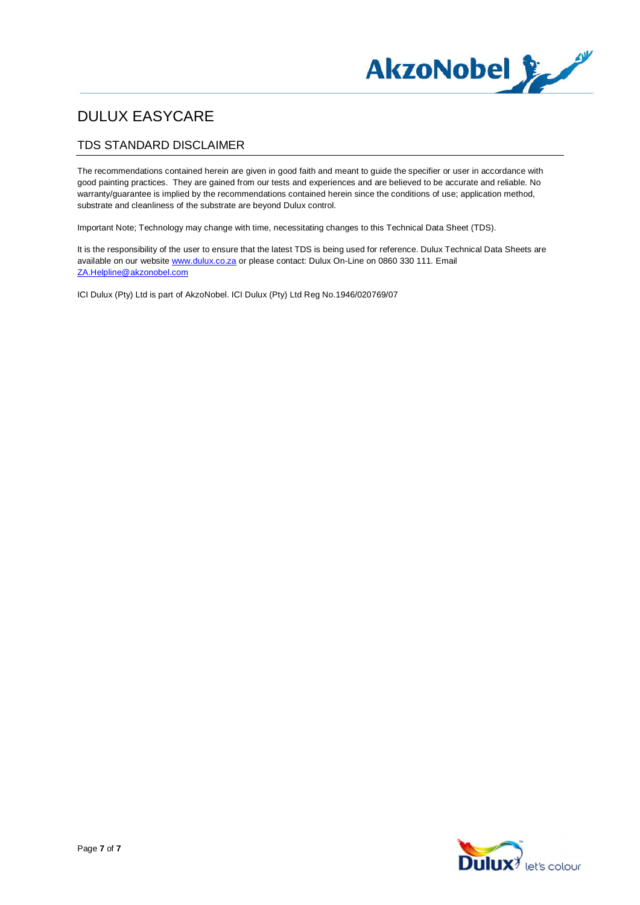# DULUX EASYCARE

## TDS STANDARD DISCLAIMER

The recommendations contained herein are given in good faith and meant to guide the specifier or user in accordance with good painting practices. They are gained from our tests and experiences and are believed to be accurate and reliable. No warranty/guarantee is implied by the recommendations contained herein since the conditions of use; application method, substrate and cleanliness of the substrate are beyond Dulux control.

Important Note; Technology may change with time, necessitating changes to this Technical Data Sheet (TDS).

It is the responsibility of the user to ensure that the latest TDS is being used for reference. Dulux Technical Data Sheets are available on our website www.dulux.co.za or please contact: Dulux On-Line on 0860 330 111. Email ZA.Helpline@akzonobel.com

ICI Dulux (Pty) Ltd is part of AkzoNobel. ICI Dulux (Pty) Ltd Reg No.1946/020769/07